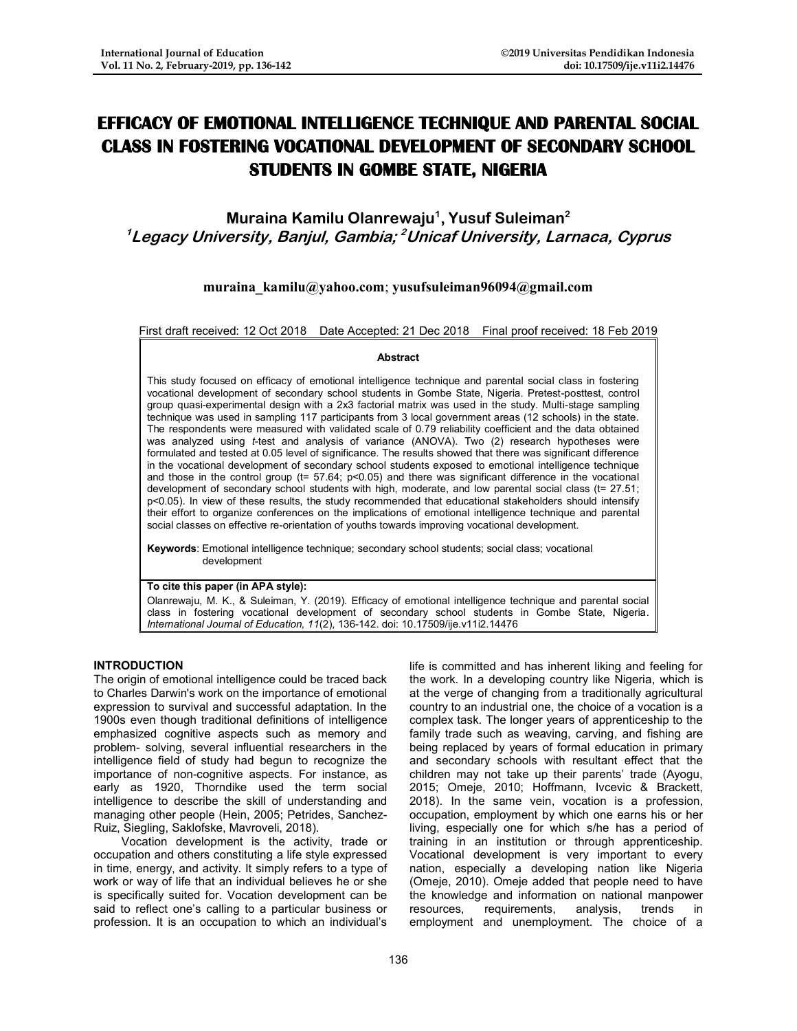# EFFICACY OF EMOTIONAL INTELLIGENCE TECHNIQUE AND PARENTAL SOCIAL CLASS IN FOSTERING VOCATIONAL DEVELOPMENT OF SECONDARY SCHOOL STUDENTS IN GOMBE STATE, NIGERIA

**Muraina Kamilu Olanrewaju[1], Yusuf Suleiman[2]**

***[1]Legacy University, Banjul, Gambia; [2]Unicaf University, Larnaca, Cyprus***

**muraina_kamilu@yahoo.com**; **yusufsuleiman96094@gmail.com**

First draft received: 12 Oct 2018 Date Accepted: 21 Dec 2018 Final proof received: 18 Feb 2019

**Abstract**

This study focused on efficacy of emotional intelligence technique and parental social class in fostering vocational development of secondary school students in Gombe State, Nigeria. Pretest-posttest, control group quasi-experimental design with a 2x3 factorial matrix was used in the study. Multi-stage sampling technique was used in sampling 117 participants from 3 local government areas (12 schools) in the state. The respondents were measured with validated scale of 0.79 reliability coefficient and the data obtained was analyzed using *t*-test and analysis of variance (ANOVA). Two (2) research hypotheses were formulated and tested at 0.05 level of significance. The results showed that there was significant difference in the vocational development of secondary school students exposed to emotional intelligence technique and those in the control group ($t = 57.64$; $p<0.05$) and there was significant difference in the vocational development of secondary school students with high, moderate, and low parental social class ($t = 27.51$; $p<0.05$). In view of these results, the study recommended that educational stakeholders should intensify their effort to organize conferences on the implications of emotional intelligence technique and parental social classes on effective re-orientation of youths towards improving vocational development.

**Keywords**: Emotional intelligence technique; secondary school students; social class; vocational development

**To cite this paper (in APA style):**

Olanrewaju, M. K., & Suleiman, Y. (2019). Efficacy of emotional intelligence technique and parental social class in fostering vocational development of secondary school students in Gombe State, Nigeria. *International Journal of Education, 11*(2), 136-142. doi: 10.17509/ije.v11i2.14476

## INTRODUCTION

The origin of emotional intelligence could be traced back to Charles Darwin's work on the importance of emotional expression to survival and successful adaptation. In the 1900s even though traditional definitions of intelligence emphasized cognitive aspects such as memory and problem- solving, several influential researchers in the intelligence field of study had begun to recognize the importance of non-cognitive aspects. For instance, as early as 1920, Thorndike used the term social intelligence to describe the skill of understanding and managing other people (Hein, 2005; Petrides, Sanchez-Ruiz, Siegling, Saklofske, Mavroveli, 2018).

Vocation development is the activity, trade or occupation and others constituting a life style expressed in time, energy, and activity. It simply refers to a type of work or way of life that an individual believes he or she is specifically suited for. Vocation development can be said to reflect one's calling to a particular business or profession. It is an occupation to which an individual's life is committed and has inherent liking and feeling for the work. In a developing country like Nigeria, which is at the verge of changing from a traditionally agricultural country to an industrial one, the choice of a vocation is a complex task. The longer years of apprenticeship to the family trade such as weaving, carving, and fishing are being replaced by years of formal education in primary and secondary schools with resultant effect that the children may not take up their parents' trade (Ayogu, 2015; Omeje, 2010; Hoffmann, Ivcevic & Brackett, 2018). In the same vein, vocation is a profession, occupation, employment by which one earns his or her living, especially one for which s/he has a period of training in an institution or through apprenticeship. Vocational development is very important to every nation, especially a developing nation like Nigeria (Omeje, 2010). Omeje added that people need to have the knowledge and information on national manpower resources, requirements, analysis, trends in employment and unemployment. The choice of a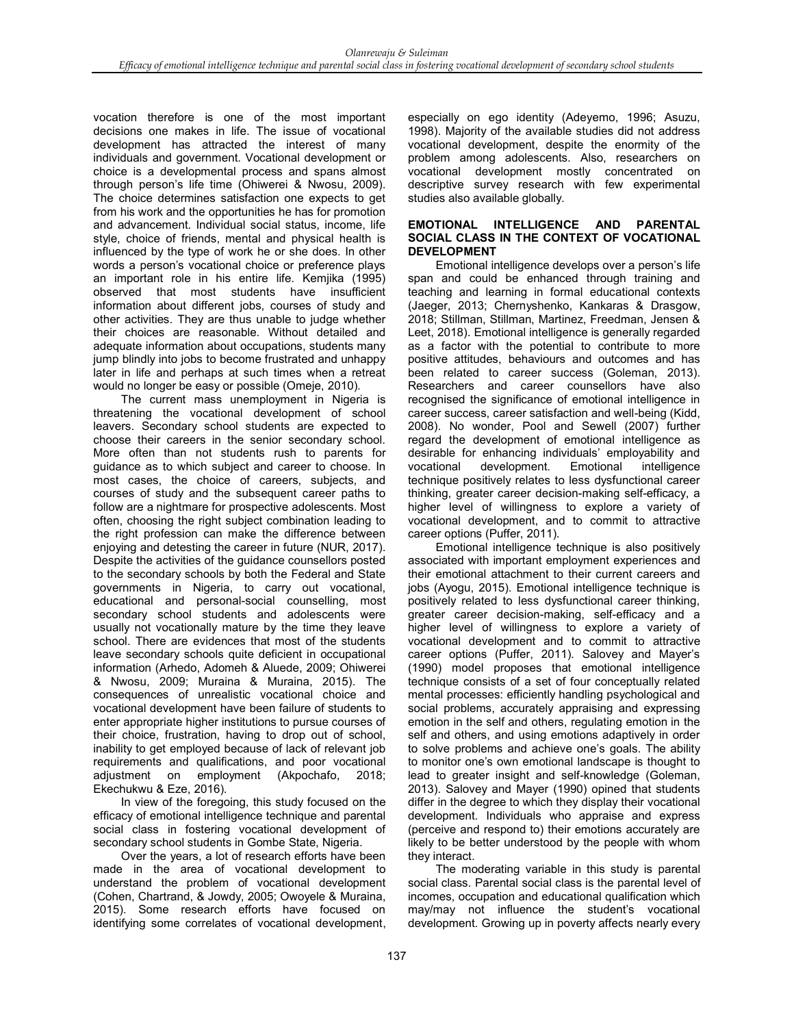vocation therefore is one of the most important decisions one makes in life. The issue of vocational development has attracted the interest of many individuals and government. Vocational development or choice is a developmental process and spans almost through person's life time (Ohiwerei & Nwosu, 2009). The choice determines satisfaction one expects to get from his work and the opportunities he has for promotion and advancement. Individual social status, income, life style, choice of friends, mental and physical health is influenced by the type of work he or she does. In other words a person's vocational choice or preference plays an important role in his entire life. Kemjika (1995) observed that most students have insufficient information about different jobs, courses of study and other activities. They are thus unable to judge whether their choices are reasonable. Without detailed and adequate information about occupations, students many jump blindly into jobs to become frustrated and unhappy later in life and perhaps at such times when a retreat would no longer be easy or possible (Omeje, 2010).

The current mass unemployment in Nigeria is threatening the vocational development of school leavers. Secondary school students are expected to choose their careers in the senior secondary school. More often than not students rush to parents for guidance as to which subject and career to choose. In most cases, the choice of careers, subjects, and courses of study and the subsequent career paths to follow are a nightmare for prospective adolescents. Most often, choosing the right subject combination leading to the right profession can make the difference between enjoying and detesting the career in future (NUR, 2017). Despite the activities of the guidance counsellors posted to the secondary schools by both the Federal and State governments in Nigeria, to carry out vocational, educational and personal-social counselling, most secondary school students and adolescents were usually not vocationally mature by the time they leave school. There are evidences that most of the students leave secondary schools quite deficient in occupational information (Arhedo, Adomeh & Aluede, 2009; Ohiwerei & Nwosu, 2009; Muraina & Muraina, 2015). The consequences of unrealistic vocational choice and vocational development have been failure of students to enter appropriate higher institutions to pursue courses of their choice, frustration, having to drop out of school, inability to get employed because of lack of relevant job requirements and qualifications, and poor vocational adjustment on employment (Akpochafo, 2018; Ekechukwu & Eze, 2016).

In view of the foregoing, this study focused on the efficacy of emotional intelligence technique and parental social class in fostering vocational development of secondary school students in Gombe State, Nigeria.

Over the years, a lot of research efforts have been made in the area of vocational development to understand the problem of vocational development (Cohen, Chartrand, & Jowdy, 2005; Owoyele & Muraina, 2015). Some research efforts have focused on identifying some correlates of vocational development, especially on ego identity (Adeyemo, 1996; Asuzu, 1998). Majority of the available studies did not address vocational development, despite the enormity of the problem among adolescents. Also, researchers on vocational development mostly concentrated on descriptive survey research with few experimental studies also available globally.

## EMOTIONAL INTELLIGENCE AND PARENTAL SOCIAL CLASS IN THE CONTEXT OF VOCATIONAL DEVELOPMENT

Emotional intelligence develops over a person's life span and could be enhanced through training and teaching and learning in formal educational contexts (Jaeger, 2013; Chernyshenko, Kankaras & Drasgow, 2018; Stillman, Stillman, Martinez, Freedman, Jensen & Leet, 2018). Emotional intelligence is generally regarded as a factor with the potential to contribute to more positive attitudes, behaviours and outcomes and has been related to career success (Goleman, 2013). Researchers and career counsellors have also recognised the significance of emotional intelligence in career success, career satisfaction and well-being (Kidd, 2008). No wonder, Pool and Sewell (2007) further regard the development of emotional intelligence as desirable for enhancing individuals' employability and vocational development. Emotional intelligence technique positively relates to less dysfunctional career thinking, greater career decision-making self-efficacy, a higher level of willingness to explore a variety of vocational development, and to commit to attractive career options (Puffer, 2011).

Emotional intelligence technique is also positively associated with important employment experiences and their emotional attachment to their current careers and jobs (Ayogu, 2015). Emotional intelligence technique is positively related to less dysfunctional career thinking, greater career decision-making, self-efficacy and a higher level of willingness to explore a variety of vocational development and to commit to attractive career options (Puffer, 2011). Salovey and Mayer's (1990) model proposes that emotional intelligence technique consists of a set of four conceptually related mental processes: efficiently handling psychological and social problems, accurately appraising and expressing emotion in the self and others, regulating emotion in the self and others, and using emotions adaptively in order to solve problems and achieve one's goals. The ability to monitor one's own emotional landscape is thought to lead to greater insight and self-knowledge (Goleman, 2013). Salovey and Mayer (1990) opined that students differ in the degree to which they display their vocational development. Individuals who appraise and express (perceive and respond to) their emotions accurately are likely to be better understood by the people with whom they interact.

The moderating variable in this study is parental social class. Parental social class is the parental level of incomes, occupation and educational qualification which may/may not influence the student's vocational development. Growing up in poverty affects nearly every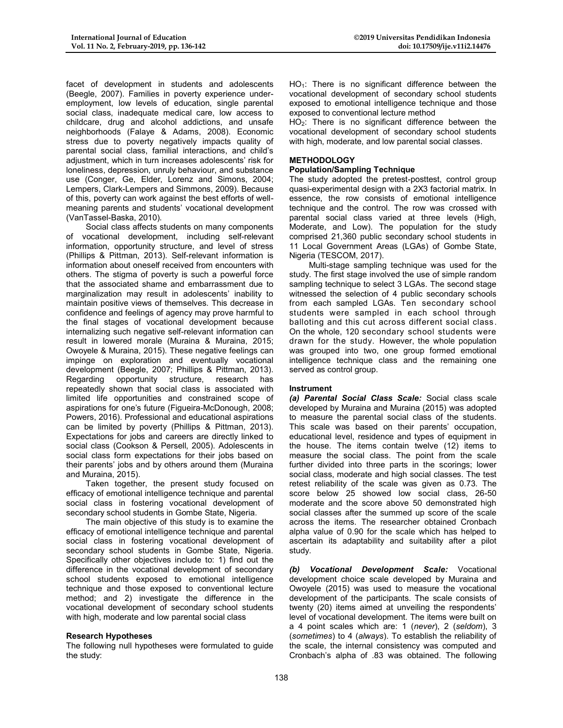facet of development in students and adolescents (Beegle, 2007). Families in poverty experience under-employment, low levels of education, single parental social class, inadequate medical care, low access to childcare, drug and alcohol addictions, and unsafe neighborhoods (Falaye & Adams, 2008). Economic stress due to poverty negatively impacts quality of parental social class, familial interactions, and child's adjustment, which in turn increases adolescents' risk for loneliness, depression, unruly behaviour, and substance use (Conger, Ge, Elder, Lorenz and Simons, 2004; Lempers, Clark-Lempers and Simmons, 2009). Because of this, poverty can work against the best efforts of well-meaning parents and students' vocational development (VanTassel-Baska, 2010).

Social class affects students on many components of vocational development, including self-relevant information, opportunity structure, and level of stress (Phillips & Pittman, 2013). Self-relevant information is information about oneself received from encounters with others. The stigma of poverty is such a powerful force that the associated shame and embarrassment due to marginalization may result in adolescents' inability to maintain positive views of themselves. This decrease in confidence and feelings of agency may prove harmful to the final stages of vocational development because internalizing such negative self-relevant information can result in lowered morale (Muraina & Muraina, 2015; Owoyele & Muraina, 2015). These negative feelings can impinge on exploration and eventually vocational development (Beegle, 2007; Phillips & Pittman, 2013). Regarding opportunity structure, research has repeatedly shown that social class is associated with limited life opportunities and constrained scope of aspirations for one's future (Figueira-McDonough, 2008; Powers, 2016). Professional and educational aspirations can be limited by poverty (Phillips & Pittman, 2013). Expectations for jobs and careers are directly linked to social class (Cookson & Persell, 2005). Adolescents in social class form expectations for their jobs based on their parents' jobs and by others around them (Muraina and Muraina, 2015).

Taken together, the present study focused on efficacy of emotional intelligence technique and parental social class in fostering vocational development of secondary school students in Gombe State, Nigeria.

The main objective of this study is to examine the efficacy of emotional intelligence technique and parental social class in fostering vocational development of secondary school students in Gombe State, Nigeria. Specifically other objectives include to: 1) find out the difference in the vocational development of secondary school students exposed to emotional intelligence technique and those exposed to conventional lecture method; and 2) investigate the difference in the vocational development of secondary school students with high, moderate and low parental social class

### Research Hypotheses

The following null hypotheses were formulated to guide the study:

$HO_1$: There is no significant difference between the vocational development of secondary school students exposed to emotional intelligence technique and those exposed to conventional lecture method

$HO_2$: There is no significant difference between the vocational development of secondary school students with high, moderate, and low parental social classes.

## METHODOLOGY

### Population/Sampling Technique

The study adopted the pretest-posttest, control group quasi-experimental design with a 2X3 factorial matrix. In essence, the row consists of emotional intelligence technique and the control. The row was crossed with parental social class varied at three levels (High, Moderate, and Low). The population for the study comprised 21,360 public secondary school students in 11 Local Government Areas (LGAs) of Gombe State, Nigeria (TESCOM, 2017).

Multi-stage sampling technique was used for the study. The first stage involved the use of simple random sampling technique to select 3 LGAs. The second stage witnessed the selection of 4 public secondary schools from each sampled LGAs. Ten secondary school students were sampled in each school through balloting and this cut across different social class. On the whole, 120 secondary school students were drawn for the study. However, the whole population was grouped into two, one group formed emotional intelligence technique class and the remaining one served as control group.

### Instrument

***(a) Parental Social Class Scale:*** Social class scale developed by Muraina and Muraina (2015) was adopted to measure the parental social class of the students. This scale was based on their parents' occupation, educational level, residence and types of equipment in the house. The items contain twelve (12) items to measure the social class. The point from the scale further divided into three parts in the scorings; lower social class, moderate and high social classes. The test retest reliability of the scale was given as 0.73. The score below 25 showed low social class, 26-50 moderate and the score above 50 demonstrated high social classes after the summed up score of the scale across the items. The researcher obtained Cronbach alpha value of 0.90 for the scale which has helped to ascertain its adaptability and suitability after a pilot study.

***(b) Vocational Development Scale:*** Vocational development choice scale developed by Muraina and Owoyele (2015) was used to measure the vocational development of the participants. The scale consists of twenty (20) items aimed at unveiling the respondents' level of vocational development. The items were built on a 4 point scales which are: 1 (*never*), 2 (*seldom*), 3 (*sometimes*) to 4 (*always*). To establish the reliability of the scale, the internal consistency was computed and Cronbach's alpha of .83 was obtained. The following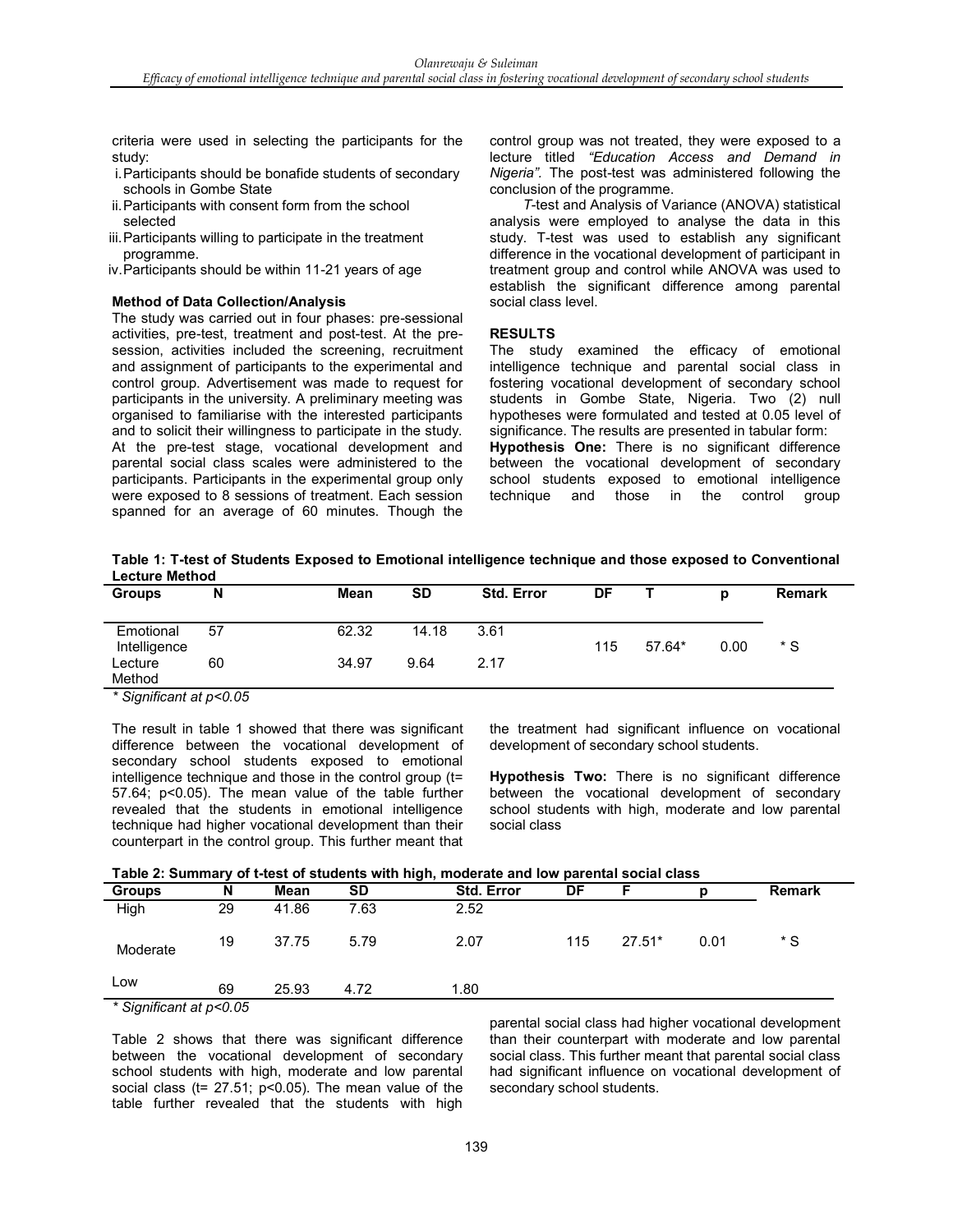criteria were used in selecting the participants for the study:

i. Participants should be bonafide students of secondary schools in Gombe State
ii. Participants with consent form from the school selected
iii. Participants willing to participate in the treatment programme.
iv. Participants should be within 11-21 years of age

### Method of Data Collection/Analysis

The study was carried out in four phases: pre-sessional activities, pre-test, treatment and post-test. At the pre-session, activities included the screening, recruitment and assignment of participants to the experimental and control group. Advertisement was made to request for participants in the university. A preliminary meeting was organised to familiarise with the interested participants and to solicit their willingness to participate in the study. At the pre-test stage, vocational development and parental social class scales were administered to the participants. Participants in the experimental group only were exposed to 8 sessions of treatment. Each session spanned for an average of 60 minutes. Though the control group was not treated, they were exposed to a lecture titled *"Education Access and Demand in Nigeria"*. The post-test was administered following the conclusion of the programme.

*T*-test and Analysis of Variance (ANOVA) statistical analysis were employed to analyse the data in this study. T-test was used to establish any significant difference in the vocational development of participant in treatment group and control while ANOVA was used to establish the significant difference among parental social class level.

## RESULTS

The study examined the efficacy of emotional intelligence technique and parental social class in fostering vocational development of secondary school students in Gombe State, Nigeria. Two (2) null hypotheses were formulated and tested at 0.05 level of significance. The results are presented in tabular form:

**Hypothesis One:** There is no significant difference between the vocational development of secondary school students exposed to emotional intelligence technique and those in the control group

**Table 1: T-test of Students Exposed to Emotional intelligence technique and those exposed to Conventional Lecture Method**

| Groups | N | Mean | SD | Std. Error | DF | T | p | Remark |
|---|---|---|---|---|---|---|---|---|
| Emotional Intelligence | 57 | 62.32 | 14.18 | 3.61 | 115 | 57.64* | 0.00 | * S |
| Lecture Method | 60 | 34.97 | 9.64 | 2.17 | | | | |

*\* Significant at p<0.05*

The result in table 1 showed that there was significant difference between the vocational development of secondary school students exposed to emotional intelligence technique and those in the control group (t= 57.64; p<0.05). The mean value of the table further revealed that the students in emotional intelligence technique had higher vocational development than their counterpart in the control group. This further meant that the treatment had significant influence on vocational development of secondary school students.

**Hypothesis Two:** There is no significant difference between the vocational development of secondary school students with high, moderate and low parental social class

**Table 2: Summary of t-test of students with high, moderate and low parental social class**

| Groups | N | Mean | SD | Std. Error | DF | F | p | Remark |
|---|---|---|---|---|---|---|---|---|
| High | 29 | 41.86 | 7.63 | 2.52 | | | | |
| Moderate | 19 | 37.75 | 5.79 | 2.07 | 115 | 27.51* | 0.01 | * S |
| Low | 69 | 25.93 | 4.72 | 1.80 | | | | |

*\* Significant at p<0.05*

Table 2 shows that there was significant difference between the vocational development of secondary school students with high, moderate and low parental social class (t= 27.51; p<0.05). The mean value of the table further revealed that the students with high parental social class had higher vocational development than their counterpart with moderate and low parental social class. This further meant that parental social class had significant influence on vocational development of secondary school students.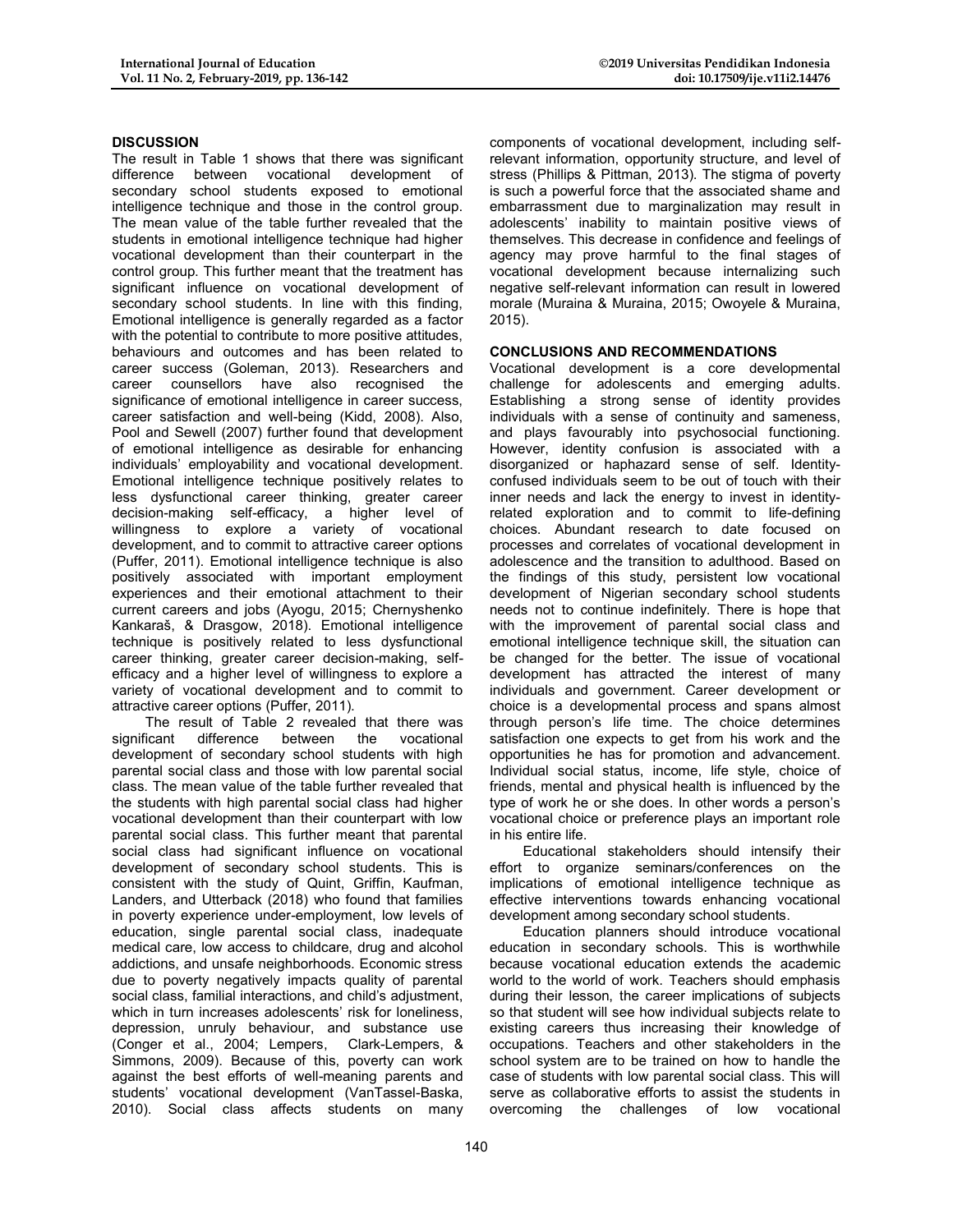## DISCUSSION

The result in Table 1 shows that there was significant difference between vocational development of secondary school students exposed to emotional intelligence technique and those in the control group. The mean value of the table further revealed that the students in emotional intelligence technique had higher vocational development than their counterpart in the control group. This further meant that the treatment has significant influence on vocational development of secondary school students. In line with this finding, Emotional intelligence is generally regarded as a factor with the potential to contribute to more positive attitudes, behaviours and outcomes and has been related to career success (Goleman, 2013). Researchers and career counsellors have also recognised the significance of emotional intelligence in career success, career satisfaction and well-being (Kidd, 2008). Also, Pool and Sewell (2007) further found that development of emotional intelligence as desirable for enhancing individuals' employability and vocational development. Emotional intelligence technique positively relates to less dysfunctional career thinking, greater career decision-making self-efficacy, a higher level of willingness to explore a variety of vocational development, and to commit to attractive career options (Puffer, 2011). Emotional intelligence technique is also positively associated with important employment experiences and their emotional attachment to their current careers and jobs (Ayogu, 2015; Chernyshenko Kankaraš, & Drasgow, 2018). Emotional intelligence technique is positively related to less dysfunctional career thinking, greater career decision-making, self-efficacy and a higher level of willingness to explore a variety of vocational development and to commit to attractive career options (Puffer, 2011).

The result of Table 2 revealed that there was significant difference between the vocational development of secondary school students with high parental social class and those with low parental social class. The mean value of the table further revealed that the students with high parental social class had higher vocational development than their counterpart with low parental social class. This further meant that parental social class had significant influence on vocational development of secondary school students. This is consistent with the study of Quint, Griffin, Kaufman, Landers, and Utterback (2018) who found that families in poverty experience under-employment, low levels of education, single parental social class, inadequate medical care, low access to childcare, drug and alcohol addictions, and unsafe neighborhoods. Economic stress due to poverty negatively impacts quality of parental social class, familial interactions, and child's adjustment, which in turn increases adolescents' risk for loneliness, depression, unruly behaviour, and substance use (Conger et al., 2004; Lempers, Clark-Lempers, & Simmons, 2009). Because of this, poverty can work against the best efforts of well-meaning parents and students' vocational development (VanTassel-Baska, 2010). Social class affects students on many components of vocational development, including self-relevant information, opportunity structure, and level of stress (Phillips & Pittman, 2013). The stigma of poverty is such a powerful force that the associated shame and embarrassment due to marginalization may result in adolescents' inability to maintain positive views of themselves. This decrease in confidence and feelings of agency may prove harmful to the final stages of vocational development because internalizing such negative self-relevant information can result in lowered morale (Muraina & Muraina, 2015; Owoyele & Muraina, 2015).

## CONCLUSIONS AND RECOMMENDATIONS

Vocational development is a core developmental challenge for adolescents and emerging adults. Establishing a strong sense of identity provides individuals with a sense of continuity and sameness, and plays favourably into psychosocial functioning. However, identity confusion is associated with a disorganized or haphazard sense of self. Identity-confused individuals seem to be out of touch with their inner needs and lack the energy to invest in identity-related exploration and to commit to life-defining choices. Abundant research to date focused on processes and correlates of vocational development in adolescence and the transition to adulthood. Based on the findings of this study, persistent low vocational development of Nigerian secondary school students needs not to continue indefinitely. There is hope that with the improvement of parental social class and emotional intelligence technique skill, the situation can be changed for the better. The issue of vocational development has attracted the interest of many individuals and government. Career development or choice is a developmental process and spans almost through person's life time. The choice determines satisfaction one expects to get from his work and the opportunities he has for promotion and advancement. Individual social status, income, life style, choice of friends, mental and physical health is influenced by the type of work he or she does. In other words a person's vocational choice or preference plays an important role in his entire life.

Educational stakeholders should intensify their effort to organize seminars/conferences on the implications of emotional intelligence technique as effective interventions towards enhancing vocational development among secondary school students.

Education planners should introduce vocational education in secondary schools. This is worthwhile because vocational education extends the academic world to the world of work. Teachers should emphasis during their lesson, the career implications of subjects so that student will see how individual subjects relate to existing careers thus increasing their knowledge of occupations. Teachers and other stakeholders in the school system are to be trained on how to handle the case of students with low parental social class. This will serve as collaborative efforts to assist the students in overcoming the challenges of low vocational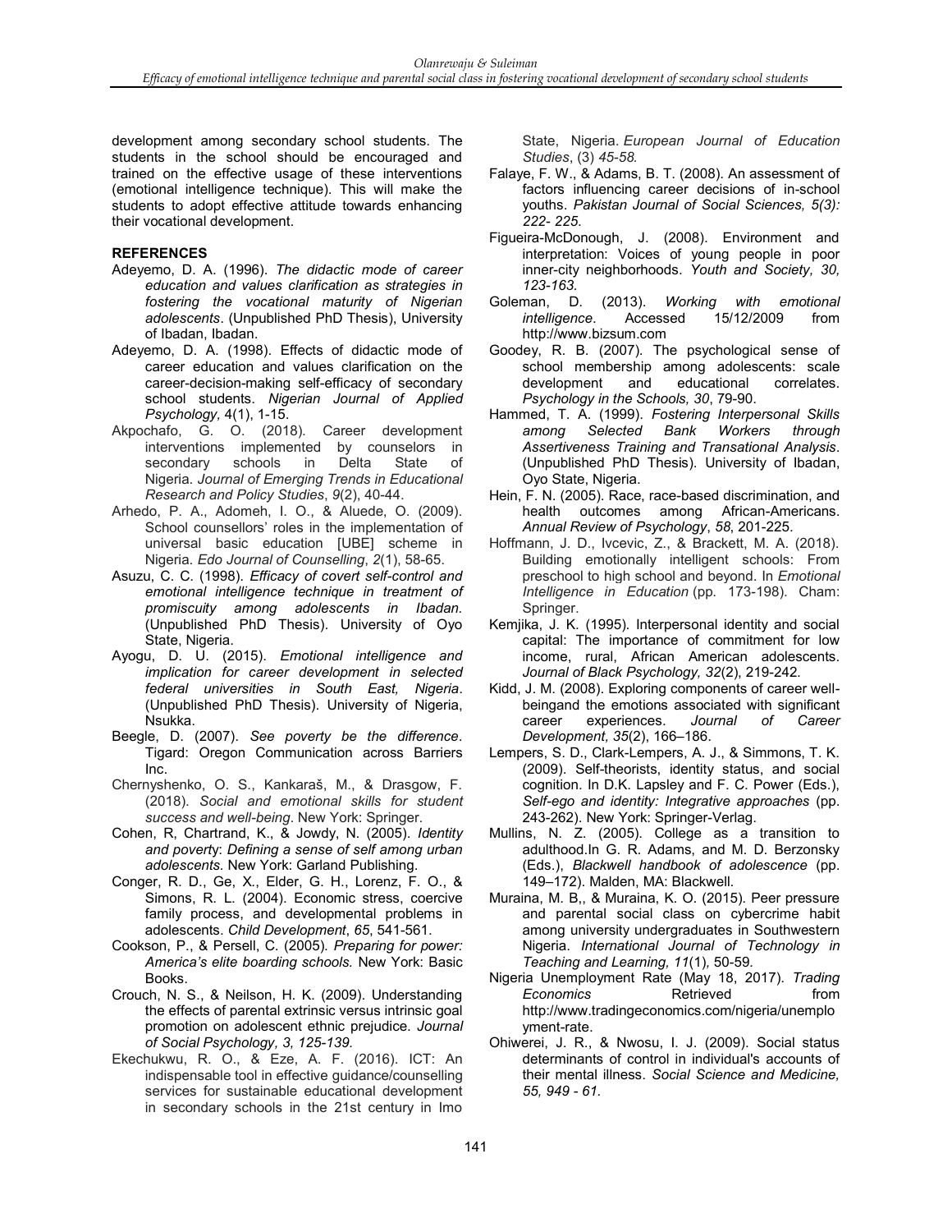development among secondary school students. The students in the school should be encouraged and trained on the effective usage of these interventions (emotional intelligence technique). This will make the students to adopt effective attitude towards enhancing their vocational development.

## REFERENCES

Adeyemo, D. A. (1996). *The didactic mode of career education and values clarification as strategies in fostering the vocational maturity of Nigerian adolescents*. (Unpublished PhD Thesis), University of Ibadan, Ibadan.

Adeyemo, D. A. (1998). Effects of didactic mode of career education and values clarification on the career-decision-making self-efficacy of secondary school students. *Nigerian Journal of Applied Psychology*, 4(1), 1-15.

Akpochafo, G. O. (2018). Career development interventions implemented by counselors in secondary schools in Delta State of Nigeria. *Journal of Emerging Trends in Educational Research and Policy Studies*, *9*(2), 40-44.

Arhedo, P. A., Adomeh, I. O., & Aluede, O. (2009). School counsellors' roles in the implementation of universal basic education [UBE] scheme in Nigeria. *Edo Journal of Counselling*, *2*(1), 58-65.

Asuzu, C. C. (1998). *Efficacy of covert self-control and emotional intelligence technique in treatment of promiscuity among adolescents in Ibadan.* (Unpublished PhD Thesis). University of Oyo State, Nigeria.

Ayogu, D. U. (2015). *Emotional intelligence and implication for career development in selected federal universities in South East, Nigeria*. (Unpublished PhD Thesis). University of Nigeria, Nsukka.

Beegle, D. (2007). *See poverty be the difference*. Tigard: Oregon Communication across Barriers Inc.

Chernyshenko, O. S., Kankaraš, M., & Drasgow, F. (2018). *Social and emotional skills for student success and well-being*. New York: Springer.

Cohen, R, Chartrand, K., & Jowdy, N. (2005). *Identity and poverty: Defining a sense of self among urban adolescents.* New York: Garland Publishing.

Conger, R. D., Ge, X., Elder, G. H., Lorenz, F. O., & Simons, R. L. (2004). Economic stress, coercive family process, and developmental problems in adolescents. *Child Development*, *65*, 541-561.

Cookson, P., & Persell, C. (2005). *Preparing for power: America's elite boarding schools.* New York: Basic Books.

Crouch, N. S., & Neilson, H. K. (2009). Understanding the effects of parental extrinsic versus intrinsic goal promotion on adolescent ethnic prejudice. *Journal of Social Psychology, 3, 125-139.*

Ekechukwu, R. O., & Eze, A. F. (2016). ICT: An indispensable tool in effective guidance/counselling services for sustainable educational development in secondary schools in the 21st century in Imo State, Nigeria. *European Journal of Education Studies*, (3) *45-58.*

Falaye, F. W., & Adams, B. T. (2008). An assessment of factors influencing career decisions of in-school youths. *Pakistan Journal of Social Sciences, 5(3): 222- 225*.

Figueira-McDonough, J. (2008). Environment and interpretation: Voices of young people in poor inner-city neighborhoods. *Youth and Society, 30, 123-163.*

Goleman, D. (2013). *Working with emotional intelligence*. Accessed 15/12/2009 from http://www.bizsum.com

Goodey, R. B. (2007). The psychological sense of school membership among adolescents: scale development and educational correlates. *Psychology in the Schools, 30*, 79-90.

Hammed, T. A. (1999). *Fostering Interpersonal Skills among Selected Bank Workers through Assertiveness Training and Transational Analysis*. (Unpublished PhD Thesis). University of Ibadan, Oyo State, Nigeria.

Hein, F. N. (2005). Race, race-based discrimination, and health outcomes among African-Americans. *Annual Review of Psychology*, *58*, 201-225.

Hoffmann, J. D., Ivcevic, Z., & Brackett, M. A. (2018). Building emotionally intelligent schools: From preschool to high school and beyond. In *Emotional Intelligence in Education* (pp. 173-198). Cham: Springer.

Kemjika, J. K. (1995). Interpersonal identity and social capital: The importance of commitment for low income, rural, African American adolescents. *Journal of Black Psychology, 32*(2), 219-242*.*

Kidd, J. M. (2008). Exploring components of career well-beingand the emotions associated with significant career experiences. *Journal of Career Development*, *35*(2), 166–186.

Lempers, S. D., Clark-Lempers, A. J., & Simmons, T. K. (2009). Self-theorists, identity status, and social cognition. In D.K. Lapsley and F. C. Power (Eds.), *Self-ego and identity: Integrative approaches* (pp. 243-262). New York: Springer-Verlag.

Mullins, N. Z. (2005). College as a transition to adulthood.In G. R. Adams, and M. D. Berzonsky (Eds.), *Blackwell handbook of adolescence* (pp. 149–172). Malden, MA: Blackwell.

Muraina, M. B,, & Muraina, K. O. (2015). Peer pressure and parental social class on cybercrime habit among university undergraduates in Southwestern Nigeria. *International Journal of Technology in Teaching and Learning, 11*(1)*,* 50-59*.*

Nigeria Unemployment Rate (May 18, 2017). *Trading Economics* Retrieved from http://www.tradingeconomics.com/nigeria/unemployment-rate.

Ohiwerei, J. R., & Nwosu, I. J. (2009). Social status determinants of control in individual's accounts of their mental illness. *Social Science and Medicine, 55, 949 - 61.*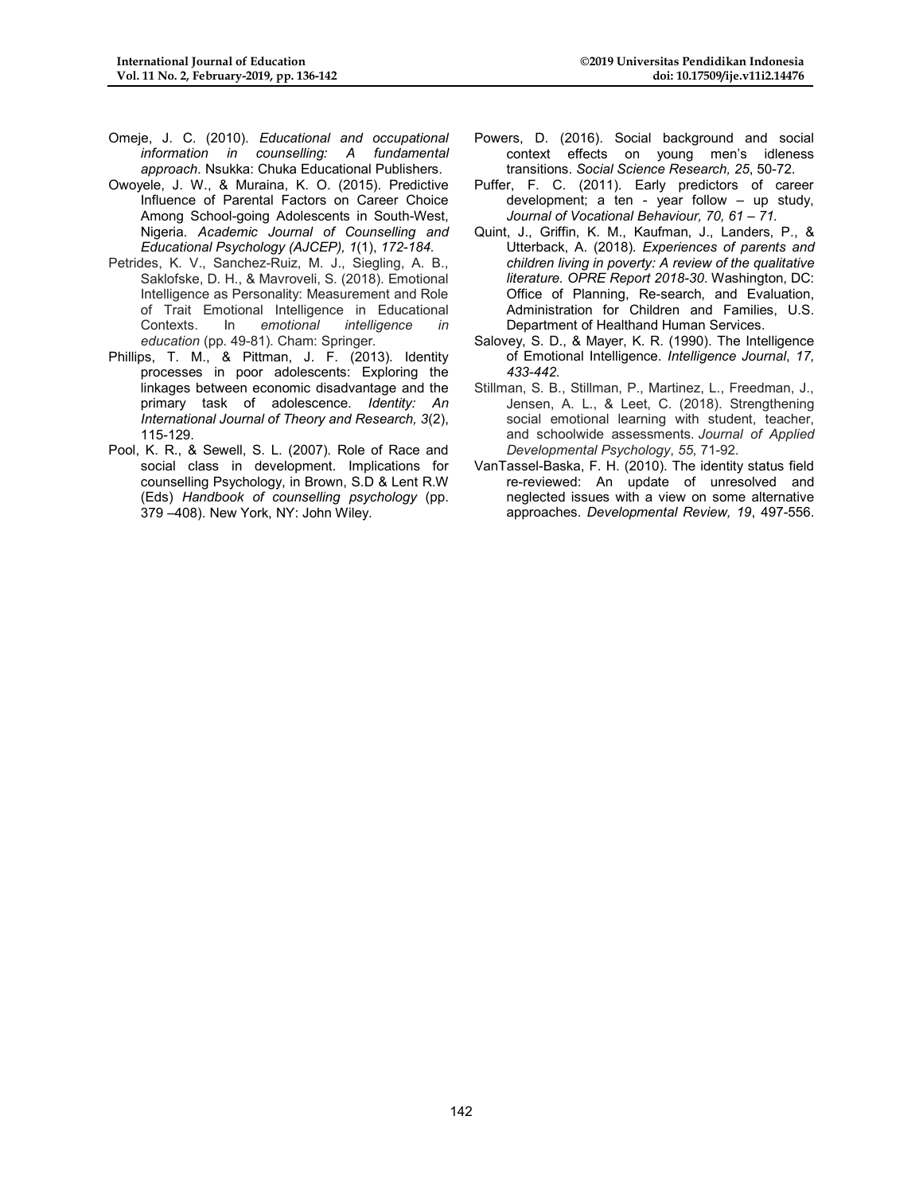Omeje, J. C. (2010). *Educational and occupational information in counselling: A fundamental approach*. Nsukka: Chuka Educational Publishers.

Owoyele, J. W., & Muraina, K. O. (2015). Predictive Influence of Parental Factors on Career Choice Among School-going Adolescents in South-West, Nigeria. *Academic Journal of Counselling and Educational Psychology (AJCEP), 1*(1), *172-184.*

Petrides, K. V., Sanchez-Ruiz, M. J., Siegling, A. B., Saklofske, D. H., & Mavroveli, S. (2018). Emotional Intelligence as Personality: Measurement and Role of Trait Emotional Intelligence in Educational Contexts. In *emotional intelligence in education* (pp. 49-81). Cham: Springer.

Phillips, T. M., & Pittman, J. F. (2013). Identity processes in poor adolescents: Exploring the linkages between economic disadvantage and the primary task of adolescence. *Identity: An International Journal of Theory and Research, 3*(2), 115-129.

Pool, K. R., & Sewell, S. L. (2007). Role of Race and social class in development. Implications for counselling Psychology, in Brown, S.D & Lent R.W (Eds) *Handbook of counselling psychology* (pp. 379 –408). New York, NY: John Wiley.

Powers, D. (2016). Social background and social context effects on young men's idleness transitions. *Social Science Research, 25*, 50-72.

Puffer, F. C. (2011). Early predictors of career development; a ten - year follow – up study, *Journal of Vocational Behaviour, 70, 61 – 71.*

Quint, J., Griffin, K. M., Kaufman, J., Landers, P., & Utterback, A. (2018). *Experiences of parents and children living in poverty: A review of the qualitative literature. OPRE Report 2018-30*. Washington, DC: Office of Planning, Re-search, and Evaluation, Administration for Children and Families, U.S. Department of Healthand Human Services.

Salovey, S. D., & Mayer, K. R. (1990). The Intelligence of Emotional Intelligence. *Intelligence Journal*, *17, 433-442.*

Stillman, S. B., Stillman, P., Martinez, L., Freedman, J., Jensen, A. L., & Leet, C. (2018). Strengthening social emotional learning with student, teacher, and schoolwide assessments. *Journal of Applied Developmental Psychology*, *55*, 71-92.

VanTassel-Baska, F. H. (2010). The identity status field re-reviewed: An update of unresolved and neglected issues with a view on some alternative approaches. *Developmental Review, 19*, 497-556.